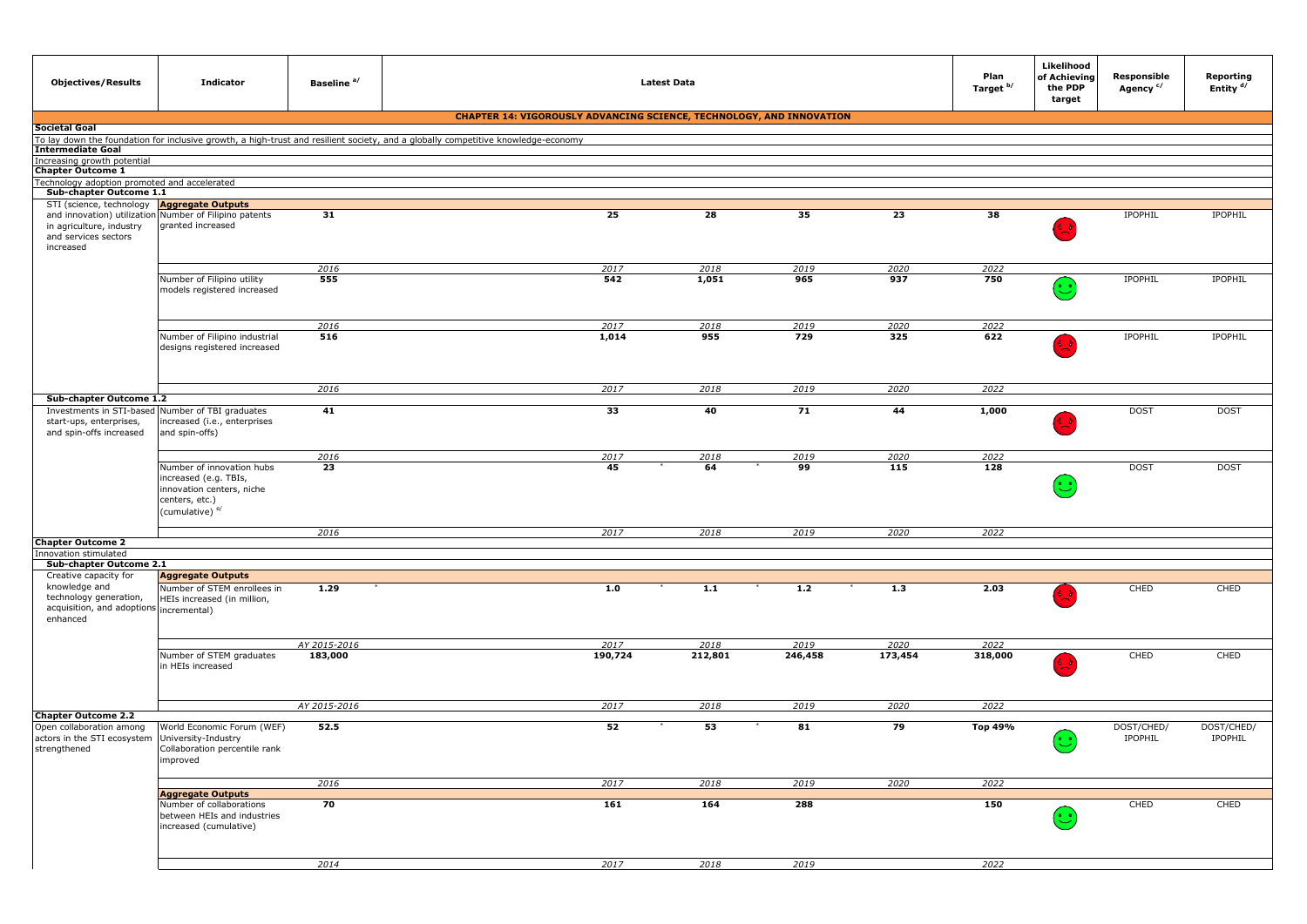| Objectives/Results | Indicator | Baseline [a/] | Latest Data | | | | Plan Target [b/] | Likelihood of Achieving the PDP target | Responsible Agency [c/] | Reporting Entity [d/] |
|---|---|---|---|---|---|---|---|---|---|---|
| **CHAPTER 14: VIGOROUSLY ADVANCING SCIENCE, TECHNOLOGY, AND INNOVATION** | | | | | | | | | | |
| **Societal Goal** | | | | | | | | | | |
| To lay down the foundation for inclusive growth, a high-trust and resilient society, and a globally competitive knowledge-economy | | | | | | | | | | |
| **Intermediate Goal** | | | | | | | | | | |
| Increasing growth potential | | | | | | | | | | |
| **Chapter Outcome 1** | | | | | | | | | | |
| Technology adoption promoted and accelerated | | | | | | | | | | |
| **Sub-chapter Outcome 1.1** | | | | | | | | | | |
| STI (science, technology and innovation) utilization in agriculture, industry and services sectors increased | **Aggregate Outputs** | | | | | | | | | |
| | Number of Filipino patents granted increased | **31** | **25** | **28** | **35** | **23** | **38** | 🙁 | IPOPHIL | IPOPHIL |
| | | *2016* | *2017* | *2018* | *2019* | *2020* | *2022* | | | |
| | Number of Filipino utility models registered increased | **555** | **542** | **1,051** | **965** | **937** | **750** | 🙂 | IPOPHIL | IPOPHIL |
| | | *2016* | *2017* | *2018* | *2019* | *2020* | *2022* | | | |
| | Number of Filipino industrial designs registered increased | **516** | **1,014** | **955** | **729** | **325** | **622** | 🙁 | IPOPHIL | IPOPHIL |
| | | *2016* | *2017* | *2018* | *2019* | *2020* | *2022* | | | |
| **Sub-chapter Outcome 1.2** | | | | | | | | | | |
| Investments in STI-based start-ups, enterprises, and spin-offs increased | Number of TBI graduates increased (i.e., enterprises and spin-offs) | **41** | **33** | **40** | **71** | **44** | **1,000** | 🙁 | DOST | DOST |
| | | *2016* | *2017* | *2018* | *2019* | *2020* | *2022* | | | |
| | Number of innovation hubs increased (e.g. TBIs, innovation centers, niche centers, etc.) (cumulative) [e/] | **23** | **45** * | **64** * | **99** | **115** | **128** | 🙂 | DOST | DOST |
| | | *2016* | *2017* | *2018* | *2019* | *2020* | *2022* | | | |
| **Chapter Outcome 2** | | | | | | | | | | |
| Innovation stimulated | | | | | | | | | | |
| **Sub-chapter Outcome 2.1** | | | | | | | | | | |
| Creative capacity for knowledge and technology generation, acquisition, and adoptions enhanced | **Aggregate Outputs** | | | | | | | | | |
| | Number of STEM enrollees in HEIs increased (in million, incremental) | **1.29** * | **1.0** * | **1.1** * | **1.2** * | **1.3** | **2.03** | 🙁 | CHED | CHED |
| | | *AY 2015-2016* | *2017* | *2018* | *2019* | *2020* | *2022* | | | |
| | Number of STEM graduates in HEIs increased | **183,000** | **190,724** | **212,801** | **246,458** | **173,454** | **318,000** | 🙁 | CHED | CHED |
| | | *AY 2015-2016* | *2017* | *2018* | *2019* | *2020* | *2022* | | | |
| **Chapter Outcome 2.2** | | | | | | | | | | |
| Open collaboration among actors in the STI ecosystem strengthened | World Economic Forum (WEF) University-Industry Collaboration percentile rank improved | **52.5** | **52** * | **53** * | **81** | **79** | **Top 49%** | 🙂 | DOST/CHED/ IPOPHIL | DOST/CHED/ IPOPHIL |
| | | *2016* | *2017* | *2018* | *2019* | *2020* | *2022* | | | |
| | **Aggregate Outputs** | | | | | | | | | |
| | Number of collaborations between HEIs and industries increased (cumulative) | **70** | **161** | **164** | **288** | | **150** | 🙂 | CHED | CHED |
| | | *2014* | *2017* | *2018* | *2019* | | *2022* | | | |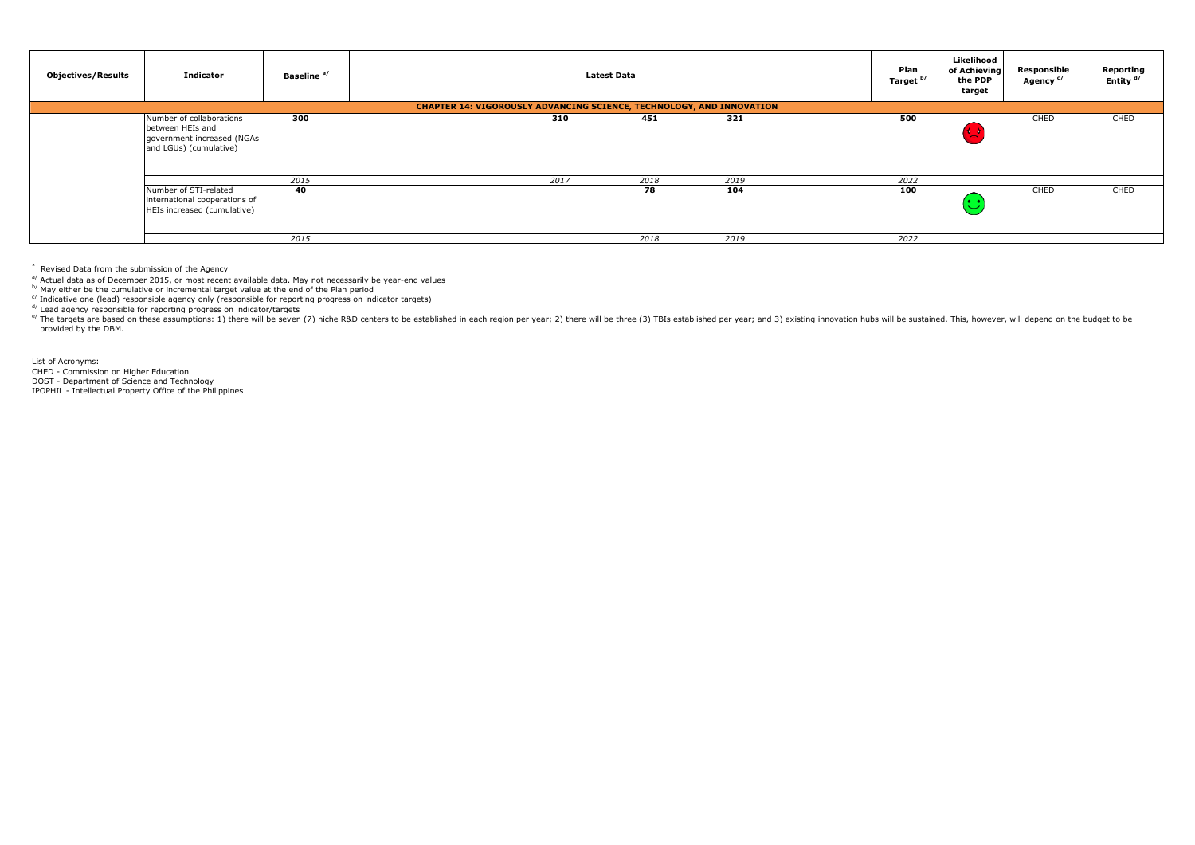| Objectives/Results | Indicator | Baseline a/ | Latest Data | | | Plan Target b/ | Likelihood of Achieving the PDP target | Responsible Agency c/ | Reporting Entity d/ |
|---|---|---|---|---|---|---|---|---|---|
| **CHAPTER 14: VIGOROUSLY ADVANCING SCIENCE, TECHNOLOGY, AND INNOVATION** | | | | | | | | | |
| | Number of collaborations between HEIs and government increased (NGAs and LGUs) (cumulative) | **300** | **310** | **451** | **321** | **500** | | CHED | CHED |
| | | *2015* | *2017* | *2018* | *2019* | *2022* | | | |
| | Number of STI-related international cooperations of HEIs increased (cumulative) | **40** | | **78** | **104** | **100** | | CHED | CHED |
| | | *2015* | | *2018* | *2019* | *2022* | | | |

* Revised Data from the submission of the Agency

a/ Actual data as of December 2015, or most recent available data. May not necessarily be year-end values

b/ May either be the cumulative or incremental target value at the end of the Plan period

c/ Indicative one (lead) responsible agency only (responsible for reporting progress on indicator targets)

d/ Lead agency responsible for reporting progress on indicator/targets

e/ The targets are based on these assumptions: 1) there will be seven (7) niche R&D centers to be established in each region per year; 2) there will be three (3) TBIs established per year; and 3) existing innovation hubs will be sustained. This, however, will depend on the budget to be provided by the DBM.

List of Acronyms:
CHED - Commission on Higher Education
DOST - Department of Science and Technology
IPOPHIL - Intellectual Property Office of the Philippines